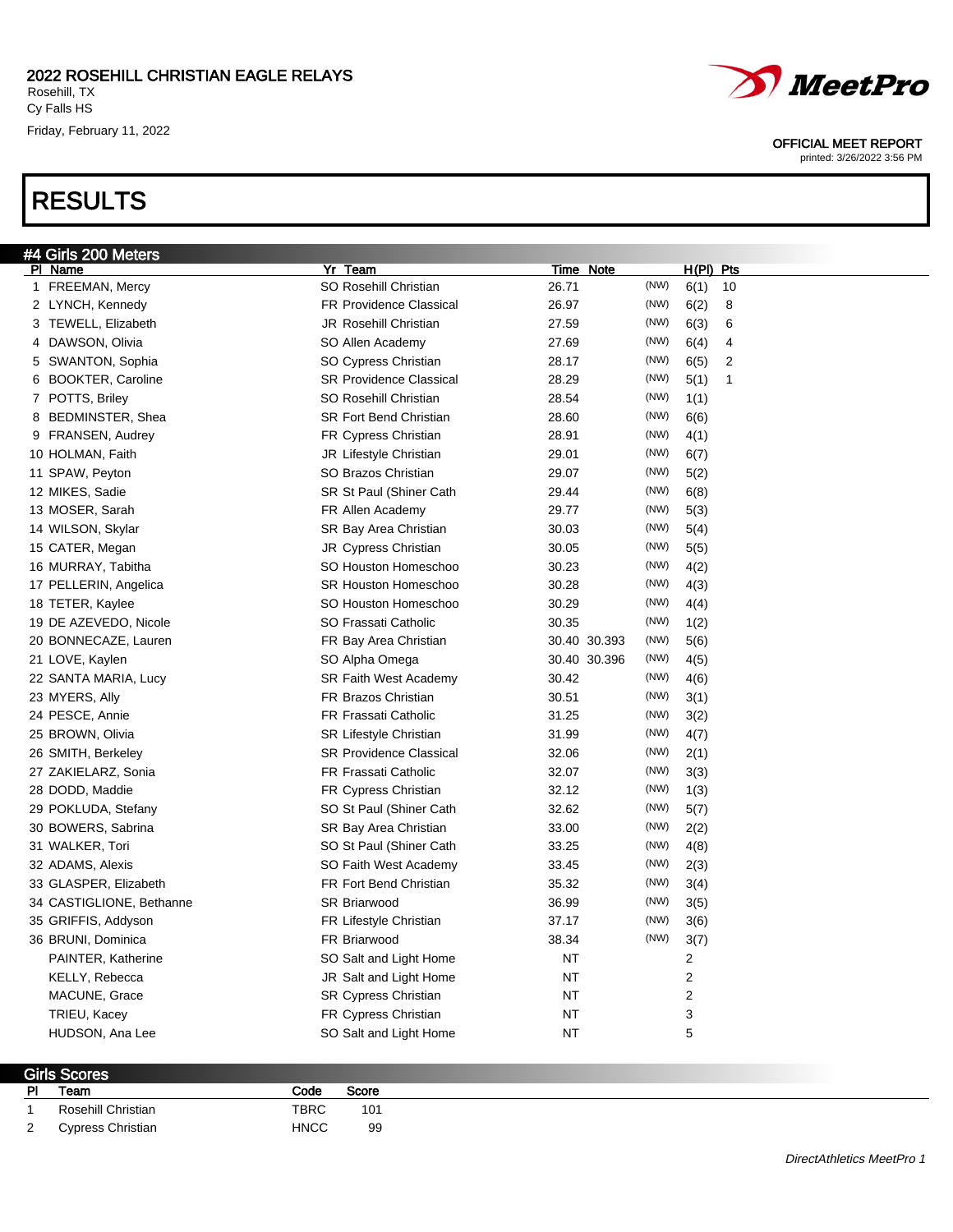**2022 ROSEHILL CHRISTIAN EAGLE RELAYS**
Rosehill, TX
Cy Falls HS
Friday, February 11, 2022

MeetPro

OFFICIAL MEET REPORT
printed: 3/26/2022 3:56 PM

# RESULTS

## #4 Girls 200 Meters

| Pl | Name | Yr | Team | Time | Note | | H(Pl) | Pts |
|---|---|---|---|---|---|---|---|---|
| 1 | FREEMAN, Mercy | SO | Rosehill Christian | 26.71 | | (NW) | 6(1) | 10 |
| 2 | LYNCH, Kennedy | FR | Providence Classical | 26.97 | | (NW) | 6(2) | 8 |
| 3 | TEWELL, Elizabeth | JR | Rosehill Christian | 27.59 | | (NW) | 6(3) | 6 |
| 4 | DAWSON, Olivia | SO | Allen Academy | 27.69 | | (NW) | 6(4) | 4 |
| 5 | SWANTON, Sophia | SO | Cypress Christian | 28.17 | | (NW) | 6(5) | 2 |
| 6 | BOOKTER, Caroline | SR | Providence Classical | 28.29 | | (NW) | 5(1) | 1 |
| 7 | POTTS, Briley | SO | Rosehill Christian | 28.54 | | (NW) | 1(1) | |
| 8 | BEDMINSTER, Shea | SR | Fort Bend Christian | 28.60 | | (NW) | 6(6) | |
| 9 | FRANSEN, Audrey | FR | Cypress Christian | 28.91 | | (NW) | 4(1) | |
| 10 | HOLMAN, Faith | JR | Lifestyle Christian | 29.01 | | (NW) | 6(7) | |
| 11 | SPAW, Peyton | SO | Brazos Christian | 29.07 | | (NW) | 5(2) | |
| 12 | MIKES, Sadie | SR | St Paul (Shiner Cath | 29.44 | | (NW) | 6(8) | |
| 13 | MOSER, Sarah | FR | Allen Academy | 29.77 | | (NW) | 5(3) | |
| 14 | WILSON, Skylar | SR | Bay Area Christian | 30.03 | | (NW) | 5(4) | |
| 15 | CATER, Megan | JR | Cypress Christian | 30.05 | | (NW) | 5(5) | |
| 16 | MURRAY, Tabitha | SO | Houston Homeschoo | 30.23 | | (NW) | 4(2) | |
| 17 | PELLERIN, Angelica | SR | Houston Homeschoo | 30.28 | | (NW) | 4(3) | |
| 18 | TETER, Kaylee | SO | Houston Homeschoo | 30.29 | | (NW) | 4(4) | |
| 19 | DE AZEVEDO, Nicole | SO | Frassati Catholic | 30.35 | | (NW) | 1(2) | |
| 20 | BONNECAZE, Lauren | FR | Bay Area Christian | 30.40 | 30.393 | (NW) | 5(6) | |
| 21 | LOVE, Kaylen | SO | Alpha Omega | 30.40 | 30.396 | (NW) | 4(5) | |
| 22 | SANTA MARIA, Lucy | SR | Faith West Academy | 30.42 | | (NW) | 4(6) | |
| 23 | MYERS, Ally | FR | Brazos Christian | 30.51 | | (NW) | 3(1) | |
| 24 | PESCE, Annie | FR | Frassati Catholic | 31.25 | | (NW) | 3(2) | |
| 25 | BROWN, Olivia | SR | Lifestyle Christian | 31.99 | | (NW) | 4(7) | |
| 26 | SMITH, Berkeley | SR | Providence Classical | 32.06 | | (NW) | 2(1) | |
| 27 | ZAKIELARZ, Sonia | FR | Frassati Catholic | 32.07 | | (NW) | 3(3) | |
| 28 | DODD, Maddie | FR | Cypress Christian | 32.12 | | (NW) | 1(3) | |
| 29 | POKLUDA, Stefany | SO | St Paul (Shiner Cath | 32.62 | | (NW) | 5(7) | |
| 30 | BOWERS, Sabrina | SR | Bay Area Christian | 33.00 | | (NW) | 2(2) | |
| 31 | WALKER, Tori | SO | St Paul (Shiner Cath | 33.25 | | (NW) | 4(8) | |
| 32 | ADAMS, Alexis | SO | Faith West Academy | 33.45 | | (NW) | 2(3) | |
| 33 | GLASPER, Elizabeth | FR | Fort Bend Christian | 35.32 | | (NW) | 3(4) | |
| 34 | CASTIGLIONE, Bethanne | SR | Briarwood | 36.99 | | (NW) | 3(5) | |
| 35 | GRIFFIS, Addyson | FR | Lifestyle Christian | 37.17 | | (NW) | 3(6) | |
| 36 | BRUNI, Dominica | FR | Briarwood | 38.34 | | (NW) | 3(7) | |
| | PAINTER, Katherine | SO | Salt and Light Home | NT | | | 2 | |
| | KELLY, Rebecca | JR | Salt and Light Home | NT | | | 2 | |
| | MACUNE, Grace | SR | Cypress Christian | NT | | | 2 | |
| | TRIEU, Kacey | FR | Cypress Christian | NT | | | 3 | |
| | HUDSON, Ana Lee | SO | Salt and Light Home | NT | | | 5 | |

## Girls Scores

| Pl | Team | Code | Score |
|---|---|---|---|
| 1 | Rosehill Christian | TBRC | 101 |
| 2 | Cypress Christian | HNCC | 99 |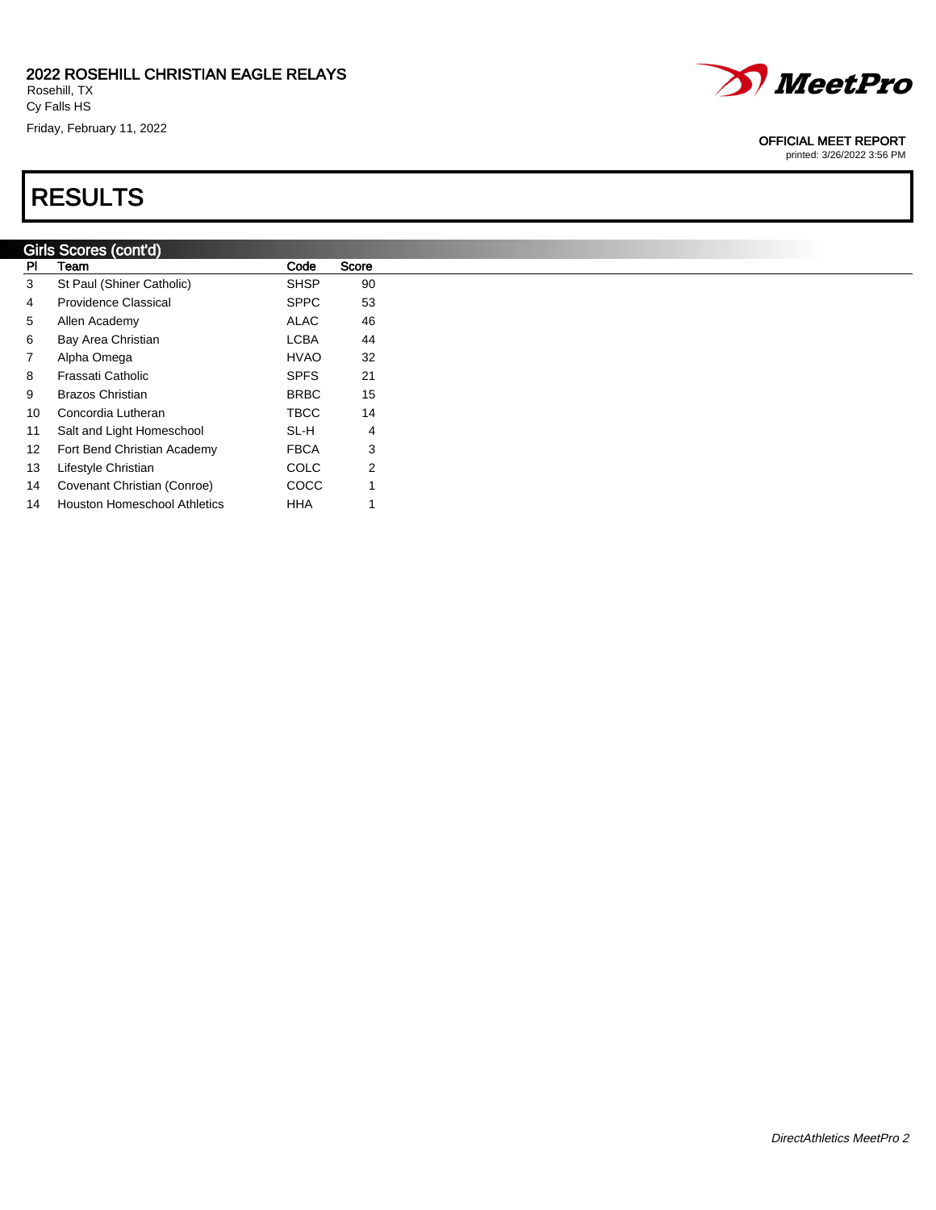2022 ROSEHILL CHRISTIAN EAGLE RELAYS
Rosehill, TX
Cy Falls HS
Friday, February 11, 2022

OFFICIAL MEET REPORT
printed: 3/26/2022 3:56 PM

# RESULTS

## Girls Scores (cont'd)

| Pl | Team | Code | Score |
|---|---|---|---|
| 3 | St Paul (Shiner Catholic) | SHSP | 90 |
| 4 | Providence Classical | SPPC | 53 |
| 5 | Allen Academy | ALAC | 46 |
| 6 | Bay Area Christian | LCBA | 44 |
| 7 | Alpha Omega | HVAO | 32 |
| 8 | Frassati Catholic | SPFS | 21 |
| 9 | Brazos Christian | BRBC | 15 |
| 10 | Concordia Lutheran | TBCC | 14 |
| 11 | Salt and Light Homeschool | SL-H | 4 |
| 12 | Fort Bend Christian Academy | FBCA | 3 |
| 13 | Lifestyle Christian | COLC | 2 |
| 14 | Covenant Christian (Conroe) | COCC | 1 |
| 14 | Houston Homeschool Athletics | HHA | 1 |